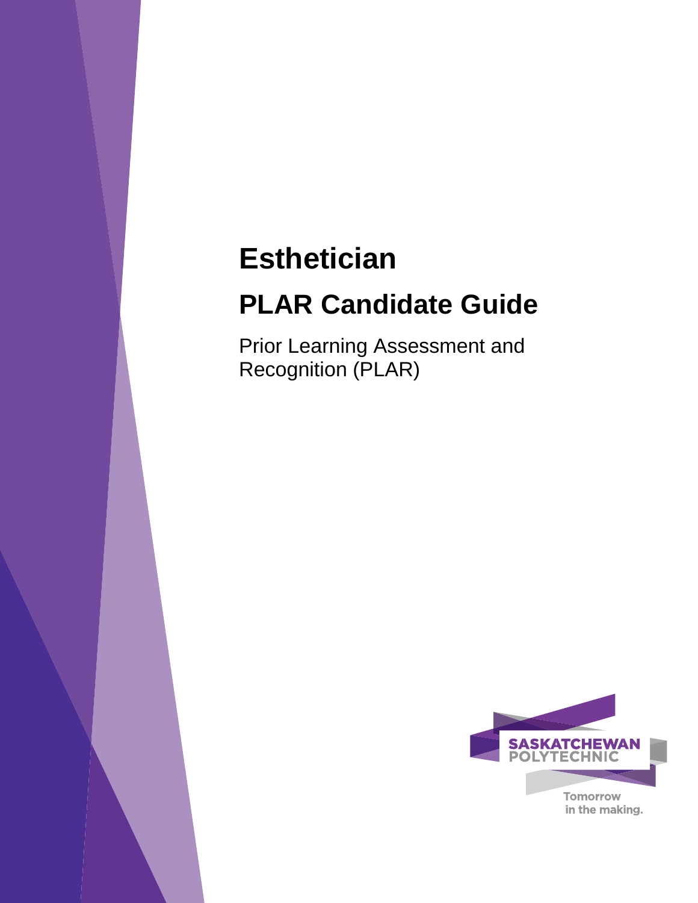# Esthetician

# PLAR Candidate Guide

Prior Learning Assessment and Recognition (PLAR)

SASKATCHEWAN POLYTECHNIC

Tomorrow in the making.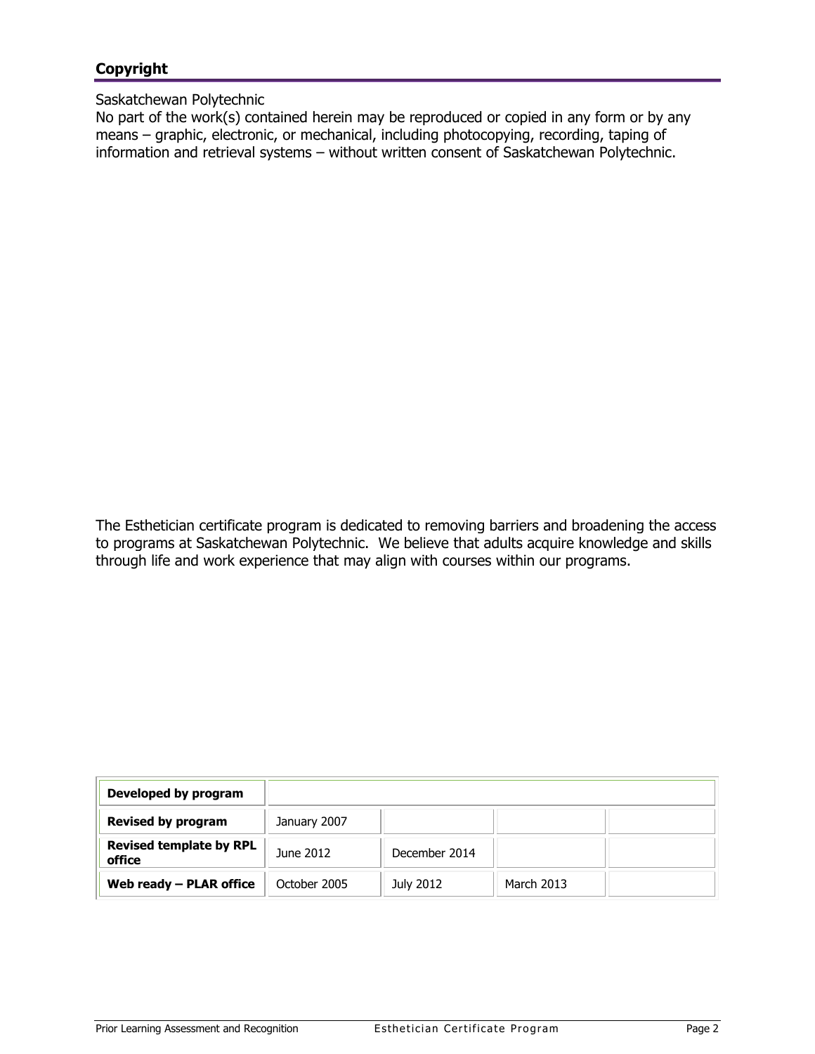## Copyright

Saskatchewan Polytechnic
No part of the work(s) contained herein may be reproduced or copied in any form or by any means – graphic, electronic, or mechanical, including photocopying, recording, taping of information and retrieval systems – without written consent of Saskatchewan Polytechnic.

The Esthetician certificate program is dedicated to removing barriers and broadening the access to programs at Saskatchewan Polytechnic. We believe that adults acquire knowledge and skills through life and work experience that may align with courses within our programs.

| **Developed by program** | | | | |
|---|---|---|---|---|
| **Revised by program** | January 2007 | | | |
| **Revised template by RPL office** | June 2012 | December 2014 | | |
| **Web ready – PLAR office** | October 2005 | July 2012 | March 2013 | |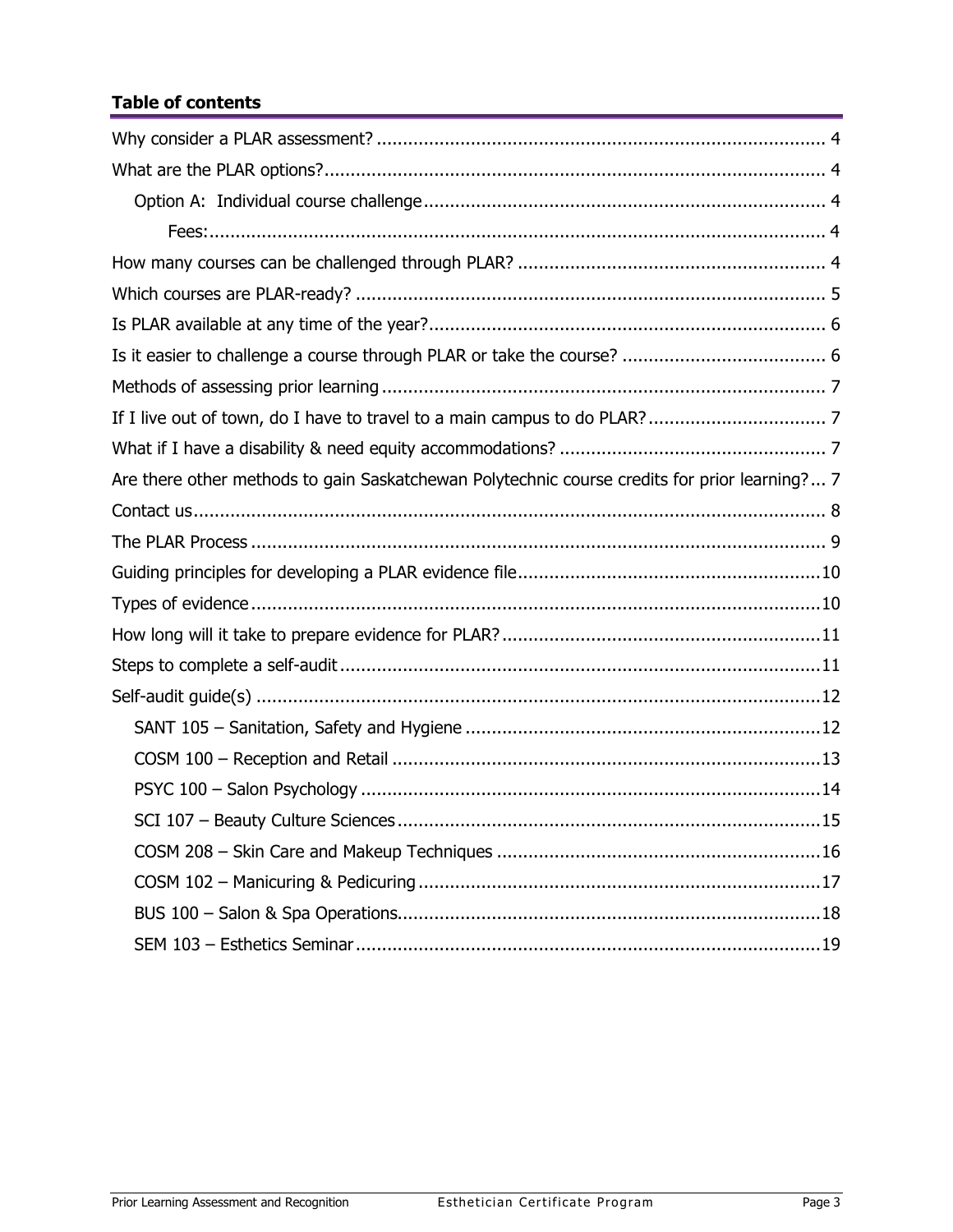**Table of contents**

- Why consider a PLAR assessment? ... 4
- What are the PLAR options? ... 4
  - Option A: Individual course challenge ... 4
    - Fees: ... 4
- How many courses can be challenged through PLAR? ... 4
- Which courses are PLAR-ready? ... 5
- Is PLAR available at any time of the year? ... 6
- Is it easier to challenge a course through PLAR or take the course? ... 6
- Methods of assessing prior learning ... 7
- If I live out of town, do I have to travel to a main campus to do PLAR? ... 7
- What if I have a disability & need equity accommodations? ... 7
- Are there other methods to gain Saskatchewan Polytechnic course credits for prior learning? ... 7
- Contact us ... 8
- The PLAR Process ... 9
- Guiding principles for developing a PLAR evidence file ... 10
- Types of evidence ... 10
- How long will it take to prepare evidence for PLAR? ... 11
- Steps to complete a self-audit ... 11
- Self-audit guide(s) ... 12
  - SANT 105 – Sanitation, Safety and Hygiene ... 12
  - COSM 100 – Reception and Retail ... 13
  - PSYC 100 – Salon Psychology ... 14
  - SCI 107 – Beauty Culture Sciences ... 15
  - COSM 208 – Skin Care and Makeup Techniques ... 16
  - COSM 102 – Manicuring & Pedicuring ... 17
  - BUS 100 – Salon & Spa Operations ... 18
  - SEM 103 – Esthetics Seminar ... 19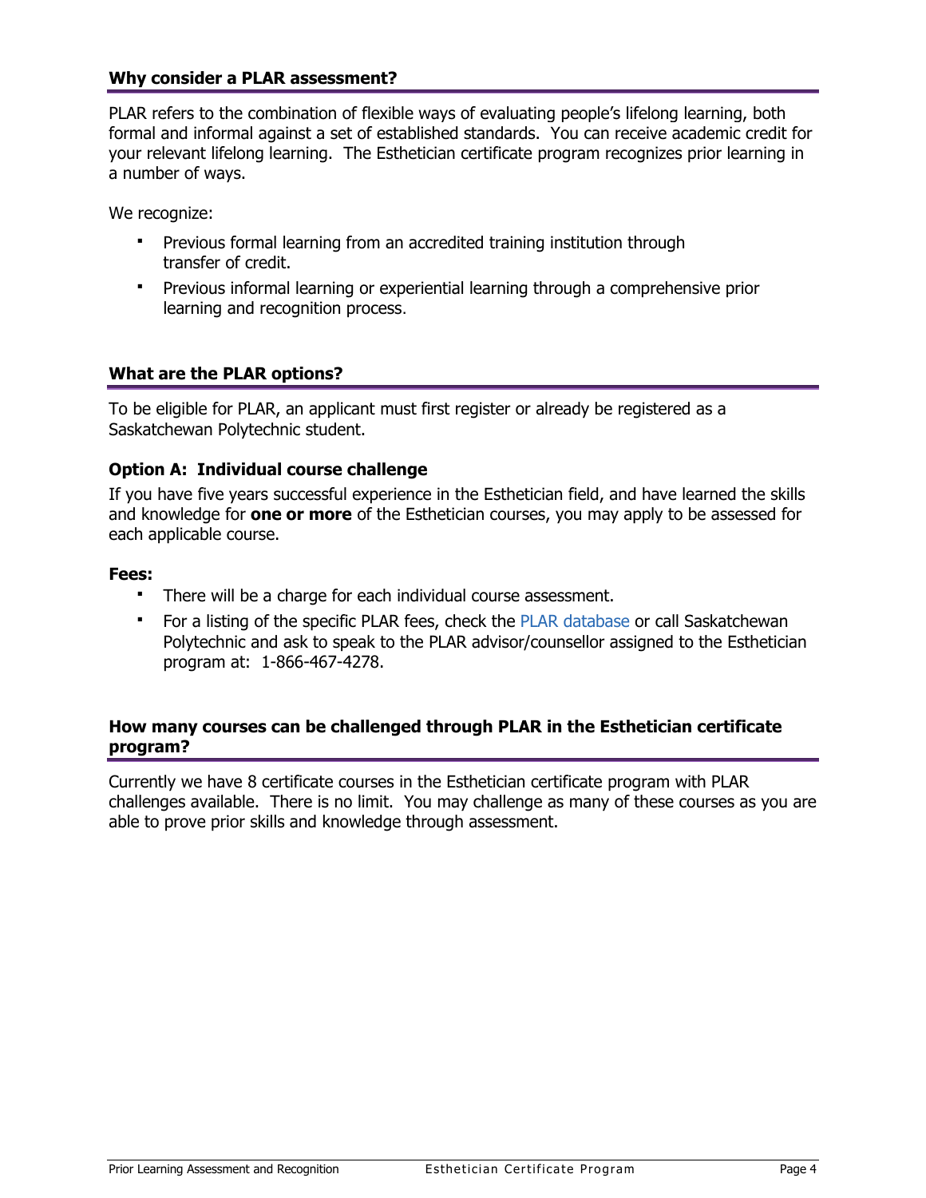## Why consider a PLAR assessment?

PLAR refers to the combination of flexible ways of evaluating people's lifelong learning, both formal and informal against a set of established standards. You can receive academic credit for your relevant lifelong learning. The Esthetician certificate program recognizes prior learning in a number of ways.

We recognize:

- Previous formal learning from an accredited training institution through transfer of credit.
- Previous informal learning or experiential learning through a comprehensive prior learning and recognition process.

## What are the PLAR options?

To be eligible for PLAR, an applicant must first register or already be registered as a Saskatchewan Polytechnic student.

### Option A: Individual course challenge

If you have five years successful experience in the Esthetician field, and have learned the skills and knowledge for **one or more** of the Esthetician courses, you may apply to be assessed for each applicable course.

**Fees:**

- There will be a charge for each individual course assessment.
- For a listing of the specific PLAR fees, check the PLAR database or call Saskatchewan Polytechnic and ask to speak to the PLAR advisor/counsellor assigned to the Esthetician program at: 1-866-467-4278.

## How many courses can be challenged through PLAR in the Esthetician certificate program?

Currently we have 8 certificate courses in the Esthetician certificate program with PLAR challenges available. There is no limit. You may challenge as many of these courses as you are able to prove prior skills and knowledge through assessment.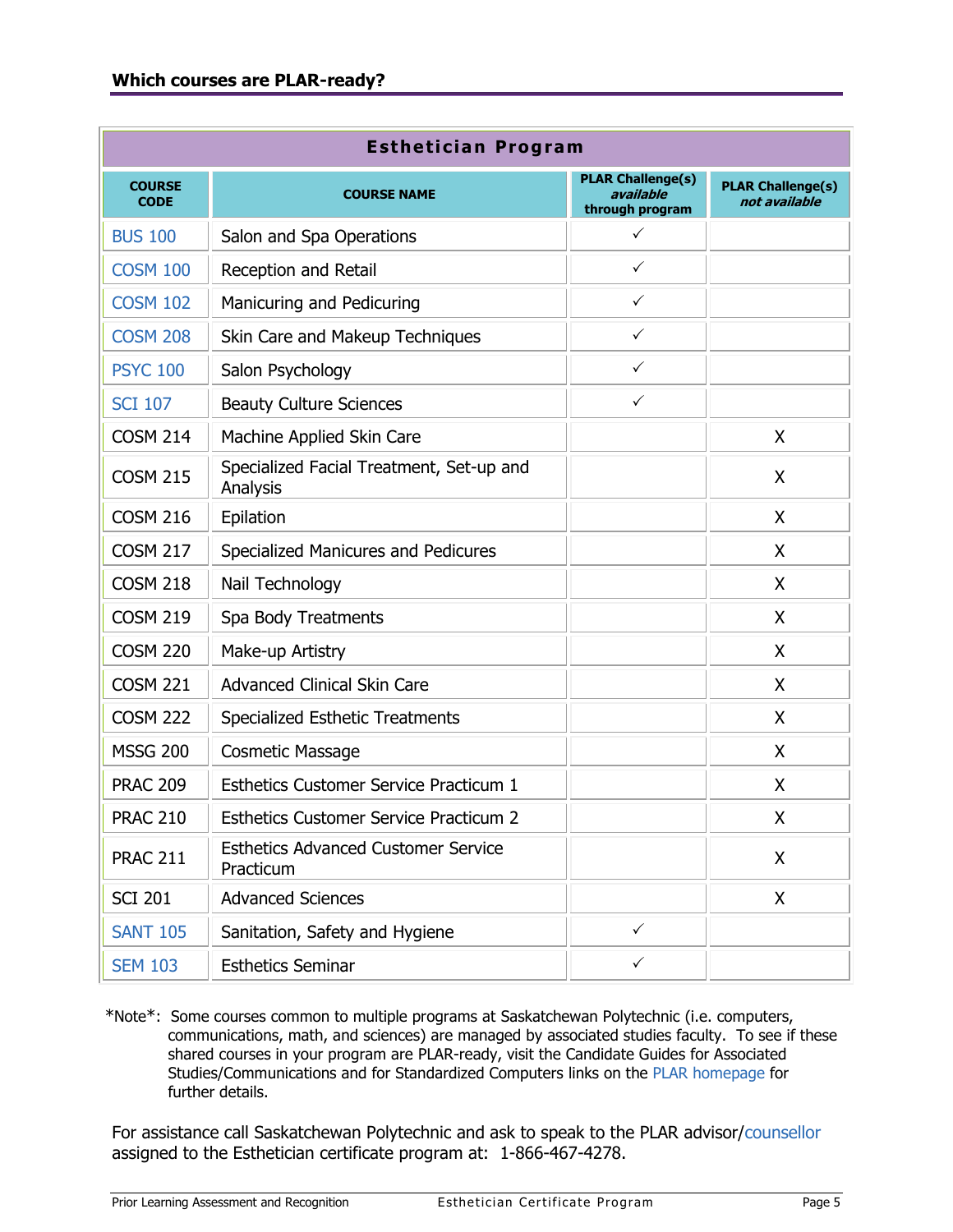## Which courses are PLAR-ready?

| Esthetician Program | | | |
|---|---|---|---|
| **COURSE CODE** | **COURSE NAME** | **PLAR Challenge(s) *available* through program** | **PLAR Challenge(s) *not available*** |
| BUS 100 | Salon and Spa Operations | ✓ | |
| COSM 100 | Reception and Retail | ✓ | |
| COSM 102 | Manicuring and Pedicuring | ✓ | |
| COSM 208 | Skin Care and Makeup Techniques | ✓ | |
| PSYC 100 | Salon Psychology | ✓ | |
| SCI 107 | Beauty Culture Sciences | ✓ | |
| COSM 214 | Machine Applied Skin Care | | X |
| COSM 215 | Specialized Facial Treatment, Set-up and Analysis | | X |
| COSM 216 | Epilation | | X |
| COSM 217 | Specialized Manicures and Pedicures | | X |
| COSM 218 | Nail Technology | | X |
| COSM 219 | Spa Body Treatments | | X |
| COSM 220 | Make-up Artistry | | X |
| COSM 221 | Advanced Clinical Skin Care | | X |
| COSM 222 | Specialized Esthetic Treatments | | X |
| MSSG 200 | Cosmetic Massage | | X |
| PRAC 209 | Esthetics Customer Service Practicum 1 | | X |
| PRAC 210 | Esthetics Customer Service Practicum 2 | | X |
| PRAC 211 | Esthetics Advanced Customer Service Practicum | | X |
| SCI 201 | Advanced Sciences | | X |
| SANT 105 | Sanitation, Safety and Hygiene | ✓ | |
| SEM 103 | Esthetics Seminar | ✓ | |

*Note*: Some courses common to multiple programs at Saskatchewan Polytechnic (i.e. computers, communications, math, and sciences) are managed by associated studies faculty. To see if these shared courses in your program are PLAR-ready, visit the Candidate Guides for Associated Studies/Communications and for Standardized Computers links on the PLAR homepage for further details.

For assistance call Saskatchewan Polytechnic and ask to speak to the PLAR advisor/counsellor assigned to the Esthetician certificate program at: 1-866-467-4278.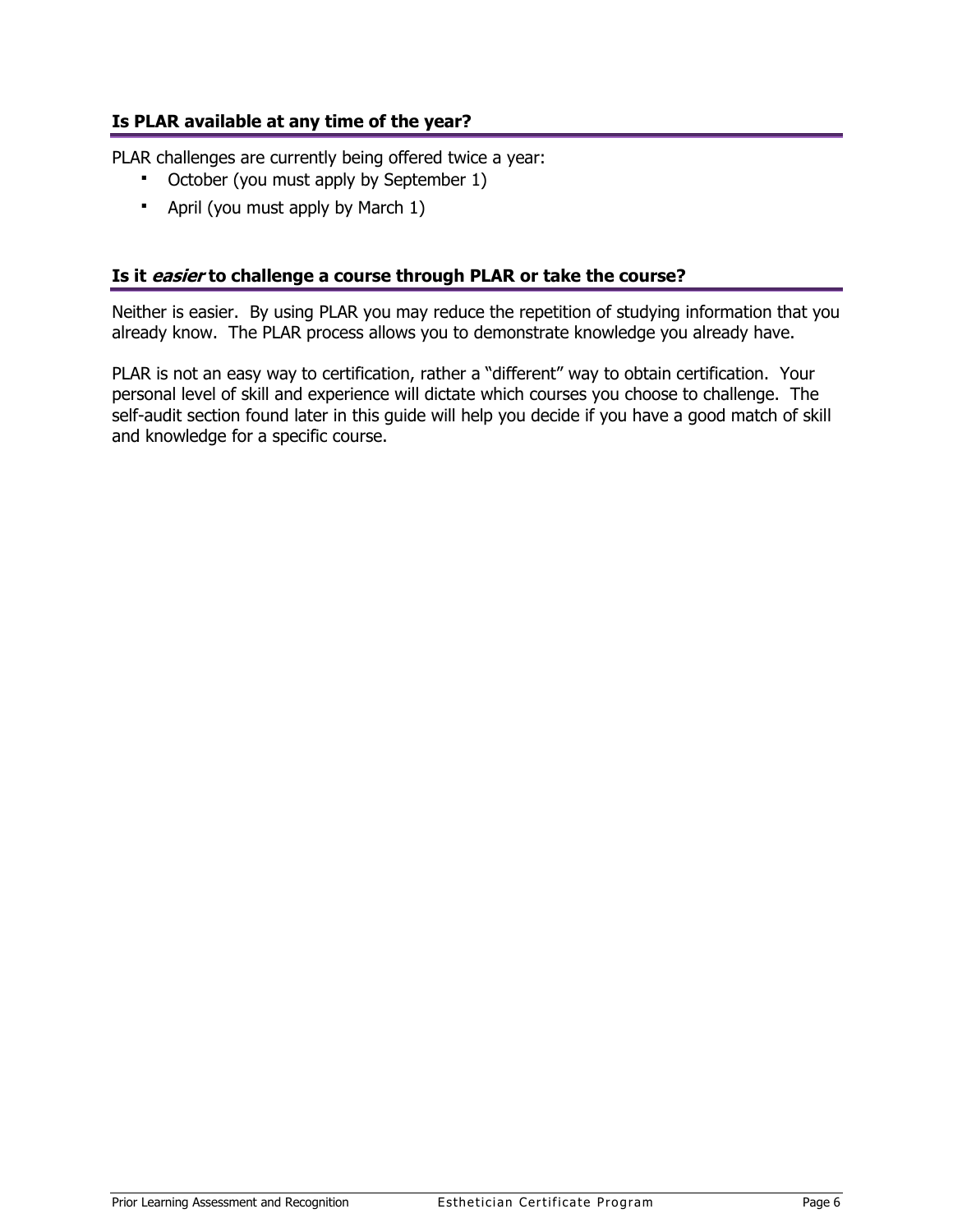## Is PLAR available at any time of the year?

PLAR challenges are currently being offered twice a year:

- October (you must apply by September 1)
- April (you must apply by March 1)

## Is it *easier* to challenge a course through PLAR or take the course?

Neither is easier. By using PLAR you may reduce the repetition of studying information that you already know. The PLAR process allows you to demonstrate knowledge you already have.

PLAR is not an easy way to certification, rather a "different" way to obtain certification. Your personal level of skill and experience will dictate which courses you choose to challenge. The self-audit section found later in this guide will help you decide if you have a good match of skill and knowledge for a specific course.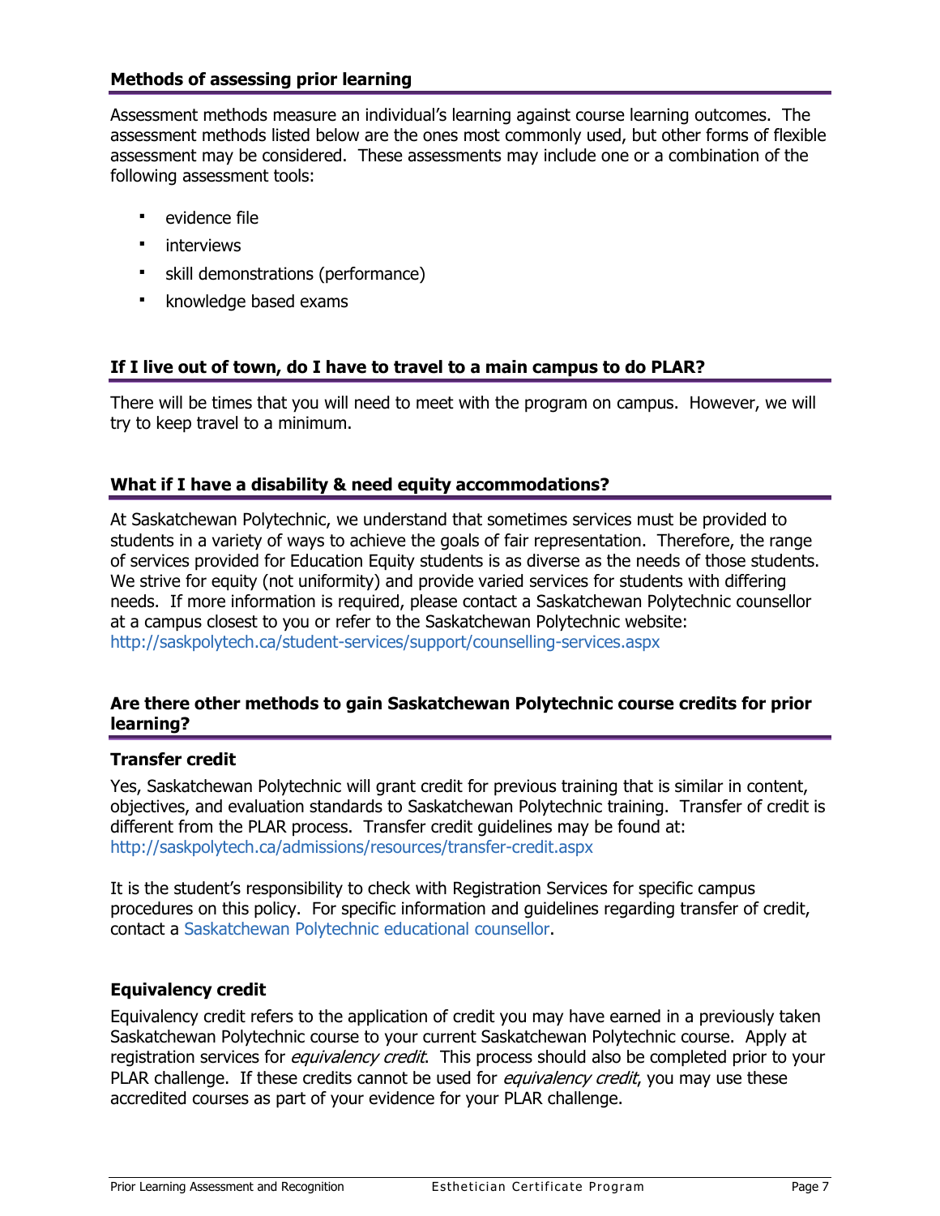### Methods of assessing prior learning

Assessment methods measure an individual's learning against course learning outcomes. The assessment methods listed below are the ones most commonly used, but other forms of flexible assessment may be considered. These assessments may include one or a combination of the following assessment tools:

- evidence file
- interviews
- skill demonstrations (performance)
- knowledge based exams

### If I live out of town, do I have to travel to a main campus to do PLAR?

There will be times that you will need to meet with the program on campus. However, we will try to keep travel to a minimum.

### What if I have a disability & need equity accommodations?

At Saskatchewan Polytechnic, we understand that sometimes services must be provided to students in a variety of ways to achieve the goals of fair representation. Therefore, the range of services provided for Education Equity students is as diverse as the needs of those students. We strive for equity (not uniformity) and provide varied services for students with differing needs. If more information is required, please contact a Saskatchewan Polytechnic counsellor at a campus closest to you or refer to the Saskatchewan Polytechnic website: http://saskpolytech.ca/student-services/support/counselling-services.aspx

### Are there other methods to gain Saskatchewan Polytechnic course credits for prior learning?

**Transfer credit**

Yes, Saskatchewan Polytechnic will grant credit for previous training that is similar in content, objectives, and evaluation standards to Saskatchewan Polytechnic training. Transfer of credit is different from the PLAR process. Transfer credit guidelines may be found at: http://saskpolytech.ca/admissions/resources/transfer-credit.aspx

It is the student's responsibility to check with Registration Services for specific campus procedures on this policy. For specific information and guidelines regarding transfer of credit, contact a Saskatchewan Polytechnic educational counsellor.

**Equivalency credit**

Equivalency credit refers to the application of credit you may have earned in a previously taken Saskatchewan Polytechnic course to your current Saskatchewan Polytechnic course. Apply at registration services for *equivalency credit*. This process should also be completed prior to your PLAR challenge. If these credits cannot be used for *equivalency credit*, you may use these accredited courses as part of your evidence for your PLAR challenge.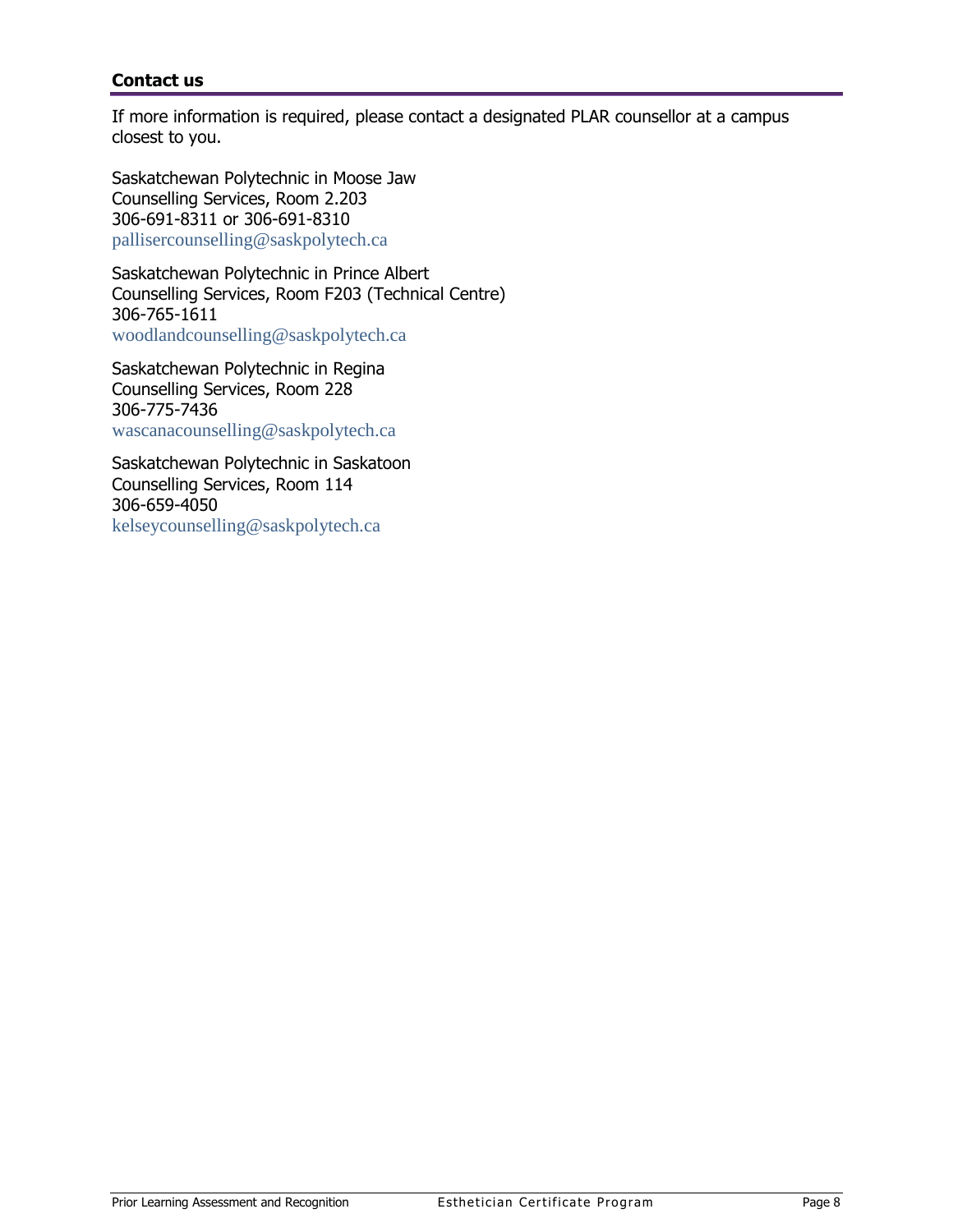## Contact us

If more information is required, please contact a designated PLAR counsellor at a campus closest to you.

Saskatchewan Polytechnic in Moose Jaw
Counselling Services, Room 2.203
306-691-8311 or 306-691-8310
pallisercounselling@saskpolytech.ca

Saskatchewan Polytechnic in Prince Albert
Counselling Services, Room F203 (Technical Centre)
306-765-1611
woodlandcounselling@saskpolytech.ca

Saskatchewan Polytechnic in Regina
Counselling Services, Room 228
306-775-7436
wascanacounselling@saskpolytech.ca

Saskatchewan Polytechnic in Saskatoon
Counselling Services, Room 114
306-659-4050
kelseycounselling@saskpolytech.ca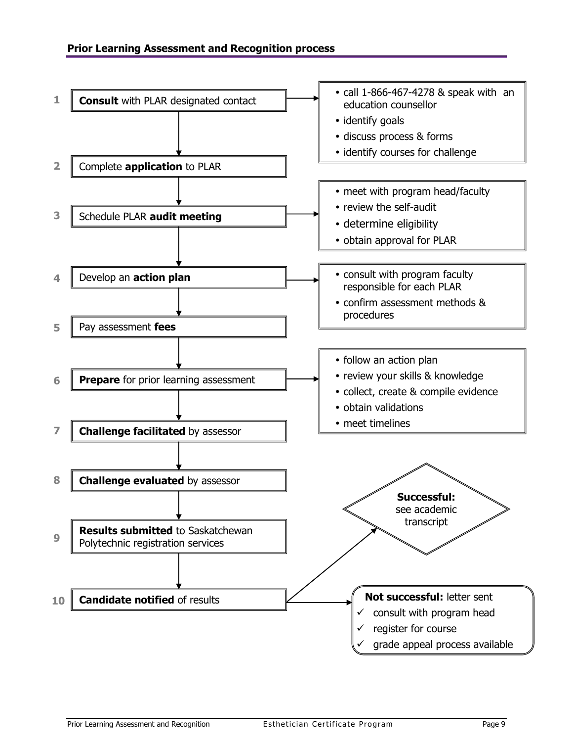## Prior Learning Assessment and Recognition process

1. **Consult** with PLAR designated contact
   - call 1-866-467-4278 & speak with an education counsellor
   - identify goals
   - discuss process & forms
   - identify courses for challenge
2. Complete **application** to PLAR
3. Schedule PLAR **audit meeting**
   - meet with program head/faculty
   - review the self-audit
   - determine eligibility
   - obtain approval for PLAR
4. Develop an **action plan**
   - consult with program faculty responsible for each PLAR
   - confirm assessment methods & procedures
5. Pay assessment **fees**
6. **Prepare** for prior learning assessment
   - follow an action plan
   - review your skills & knowledge
   - collect, create & compile evidence
   - obtain validations
   - meet timelines
7. **Challenge facilitated** by assessor
8. **Challenge evaluated** by assessor
9. **Results submitted** to Saskatchewan Polytechnic registration services
10. **Candidate notified** of results
    - **Successful:** see academic transcript
    - **Not successful:** letter sent
      - ✓ consult with program head
      - ✓ register for course
      - ✓ grade appeal process available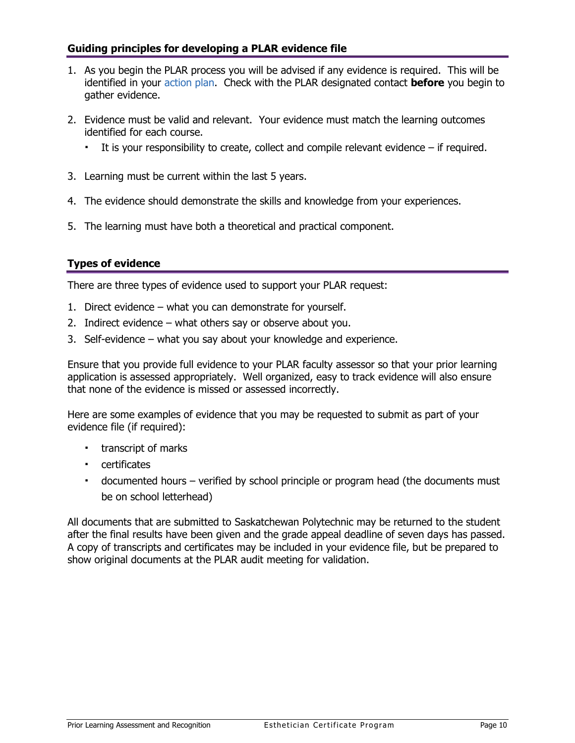## Guiding principles for developing a PLAR evidence file

1. As you begin the PLAR process you will be advised if any evidence is required. This will be identified in your action plan. Check with the PLAR designated contact **before** you begin to gather evidence.
2. Evidence must be valid and relevant. Your evidence must match the learning outcomes identified for each course.
   - It is your responsibility to create, collect and compile relevant evidence – if required.
3. Learning must be current within the last 5 years.
4. The evidence should demonstrate the skills and knowledge from your experiences.
5. The learning must have both a theoretical and practical component.

## Types of evidence

There are three types of evidence used to support your PLAR request:

1. Direct evidence – what you can demonstrate for yourself.
2. Indirect evidence – what others say or observe about you.
3. Self-evidence – what you say about your knowledge and experience.

Ensure that you provide full evidence to your PLAR faculty assessor so that your prior learning application is assessed appropriately. Well organized, easy to track evidence will also ensure that none of the evidence is missed or assessed incorrectly.

Here are some examples of evidence that you may be requested to submit as part of your evidence file (if required):

- transcript of marks
- certificates
- documented hours – verified by school principle or program head (the documents must be on school letterhead)

All documents that are submitted to Saskatchewan Polytechnic may be returned to the student after the final results have been given and the grade appeal deadline of seven days has passed. A copy of transcripts and certificates may be included in your evidence file, but be prepared to show original documents at the PLAR audit meeting for validation.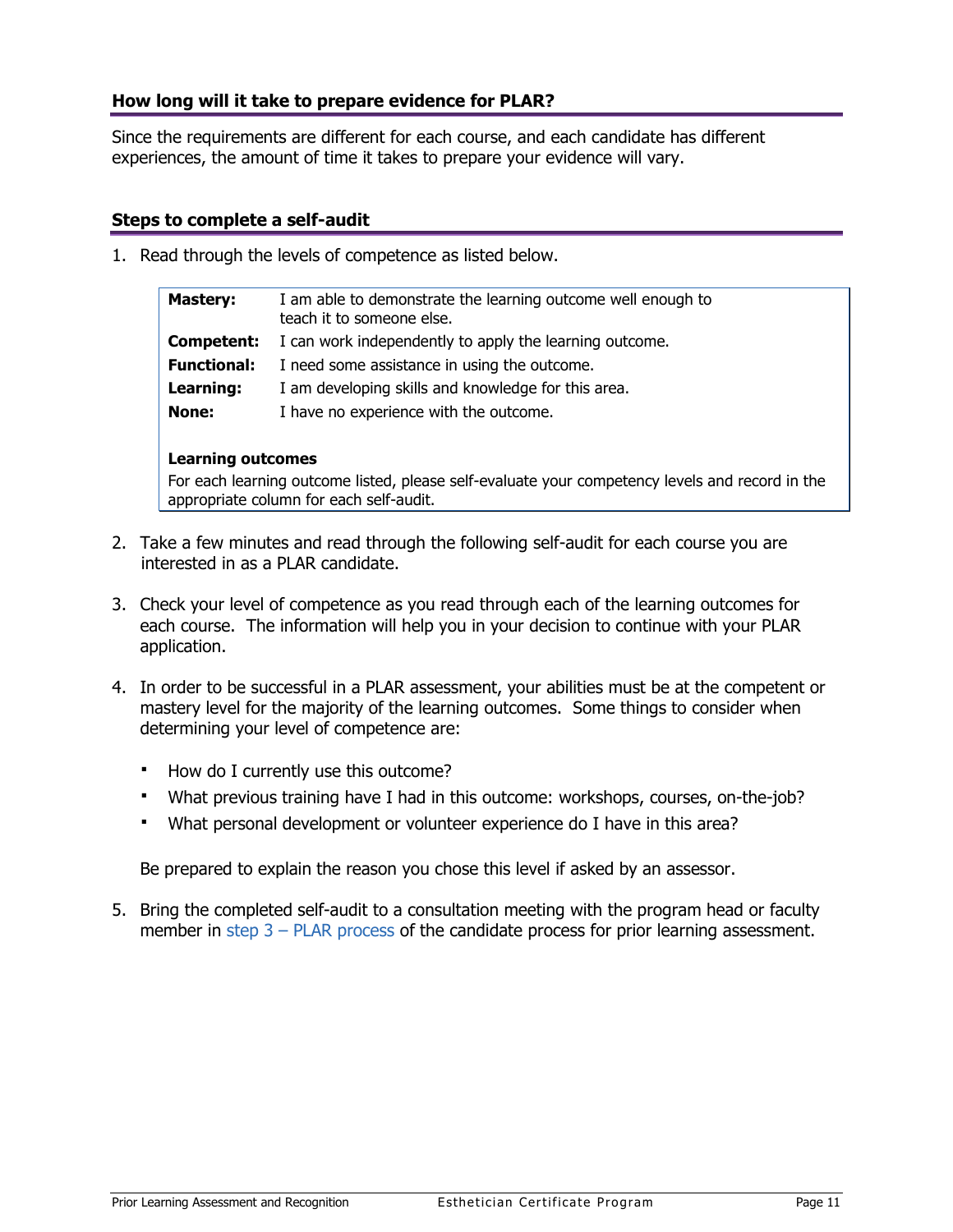## How long will it take to prepare evidence for PLAR?

Since the requirements are different for each course, and each candidate has different experiences, the amount of time it takes to prepare your evidence will vary.

## Steps to complete a self-audit

1. Read through the levels of competence as listed below.

| | |
|---|---|
| **Mastery:** | I am able to demonstrate the learning outcome well enough to teach it to someone else. |
| **Competent:** | I can work independently to apply the learning outcome. |
| **Functional:** | I need some assistance in using the outcome. |
| **Learning:** | I am developing skills and knowledge for this area. |
| **None:** | I have no experience with the outcome. |

**Learning outcomes**

For each learning outcome listed, please self-evaluate your competency levels and record in the appropriate column for each self-audit.

2. Take a few minutes and read through the following self-audit for each course you are interested in as a PLAR candidate.

3. Check your level of competence as you read through each of the learning outcomes for each course. The information will help you in your decision to continue with your PLAR application.

4. In order to be successful in a PLAR assessment, your abilities must be at the competent or mastery level for the majority of the learning outcomes. Some things to consider when determining your level of competence are:

   - How do I currently use this outcome?
   - What previous training have I had in this outcome: workshops, courses, on-the-job?
   - What personal development or volunteer experience do I have in this area?

   Be prepared to explain the reason you chose this level if asked by an assessor.

5. Bring the completed self-audit to a consultation meeting with the program head or faculty member in step 3 – PLAR process of the candidate process for prior learning assessment.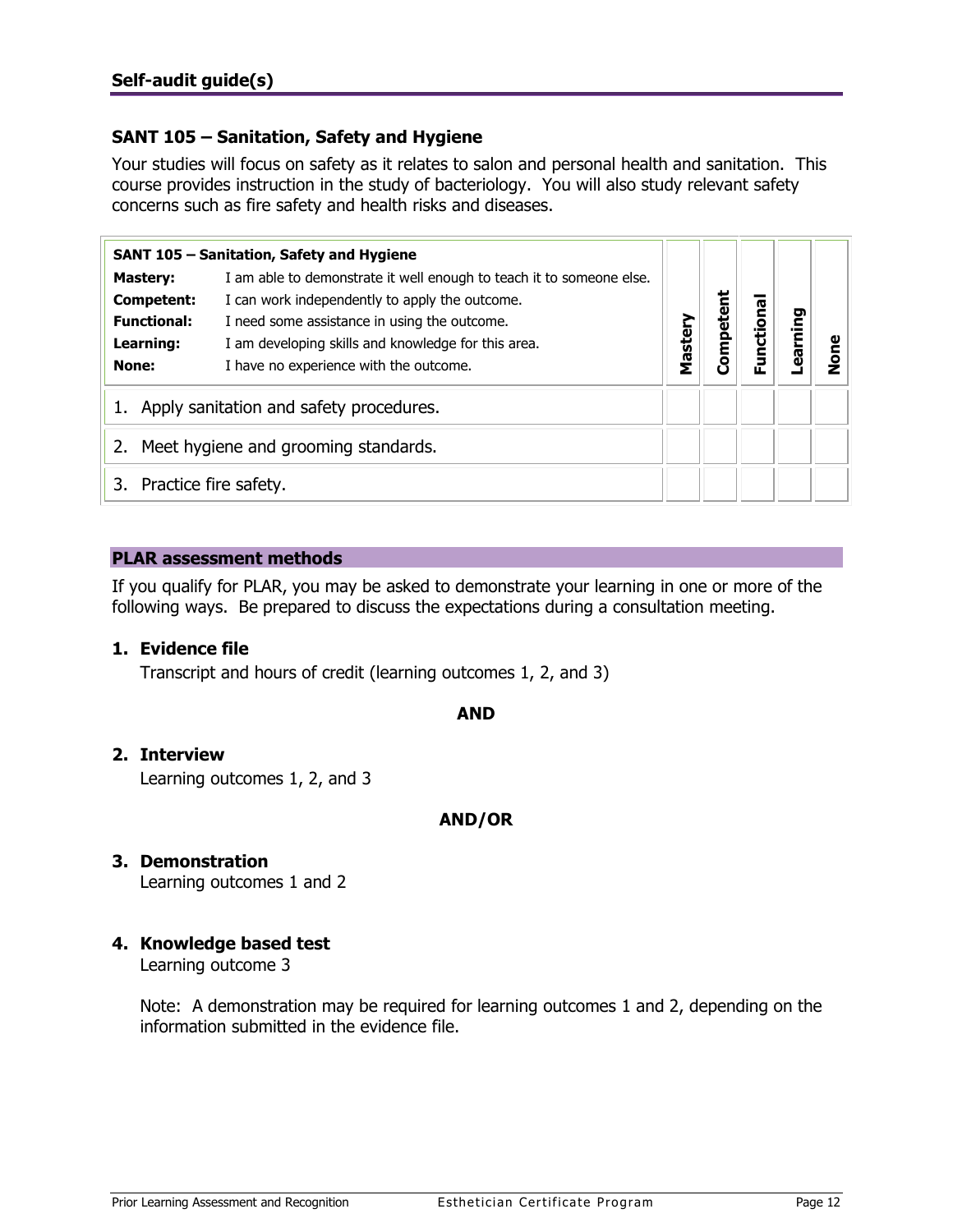## Self-audit guide(s)

### SANT 105 – Sanitation, Safety and Hygiene

Your studies will focus on safety as it relates to salon and personal health and sanitation. This course provides instruction in the study of bacteriology. You will also study relevant safety concerns such as fire safety and health risks and diseases.

| **SANT 105 – Sanitation, Safety and Hygiene**<br>**Mastery:** I am able to demonstrate it well enough to teach it to someone else.<br>**Competent:** I can work independently to apply the outcome.<br>**Functional:** I need some assistance in using the outcome.<br>**Learning:** I am developing skills and knowledge for this area.<br>**None:** I have no experience with the outcome. | **Mastery** | **Competent** | **Functional** | **Learning** | **None** |
|---|---|---|---|---|---|
| 1. Apply sanitation and safety procedures. | | | | | |
| 2. Meet hygiene and grooming standards. | | | | | |
| 3. Practice fire safety. | | | | | |

### PLAR assessment methods

If you qualify for PLAR, you may be asked to demonstrate your learning in one or more of the following ways. Be prepared to discuss the expectations during a consultation meeting.

1. **Evidence file**
   Transcript and hours of credit (learning outcomes 1, 2, and 3)

**AND**

2. **Interview**
   Learning outcomes 1, 2, and 3

**AND/OR**

3. **Demonstration**
   Learning outcomes 1 and 2

4. **Knowledge based test**
   Learning outcome 3

   Note: A demonstration may be required for learning outcomes 1 and 2, depending on the information submitted in the evidence file.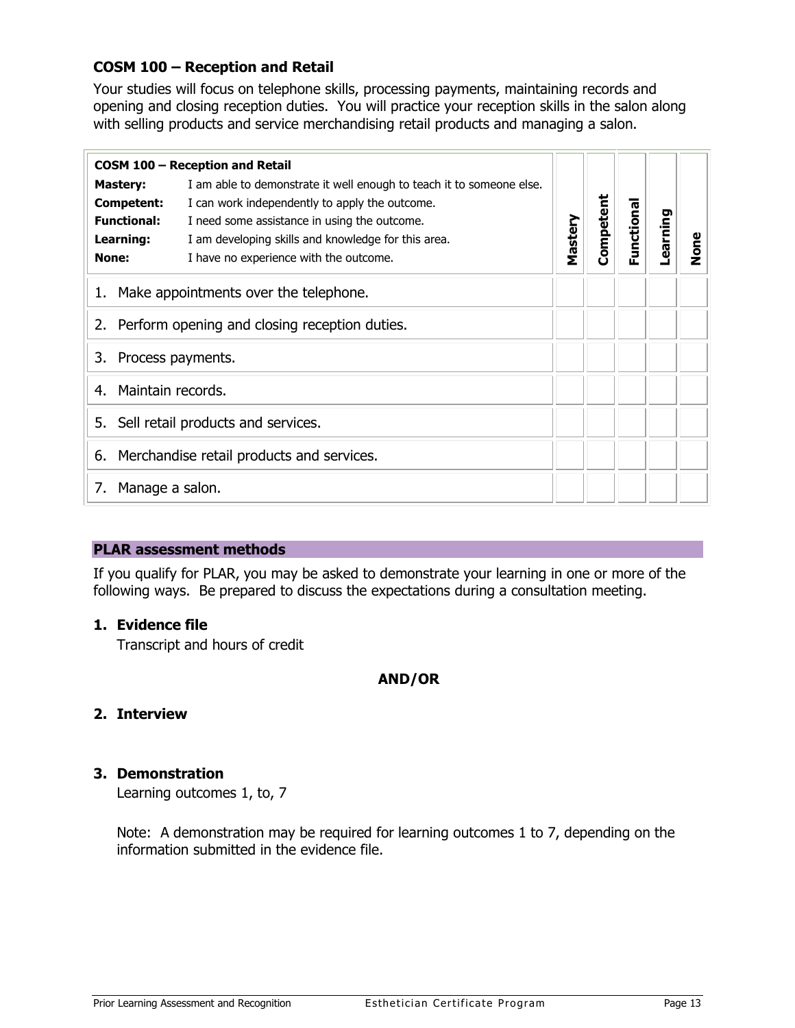### COSM 100 – Reception and Retail

Your studies will focus on telephone skills, processing payments, maintaining records and opening and closing reception duties. You will practice your reception skills in the salon along with selling products and service merchandising retail products and managing a salon.

| **COSM 100 – Reception and Retail**<br>**Mastery:** I am able to demonstrate it well enough to teach it to someone else.<br>**Competent:** I can work independently to apply the outcome.<br>**Functional:** I need some assistance in using the outcome.<br>**Learning:** I am developing skills and knowledge for this area.<br>**None:** I have no experience with the outcome. | **Mastery** | **Competent** | **Functional** | **Learning** | **None** |
|---|---|---|---|---|---|
| 1. Make appointments over the telephone. | | | | | |
| 2. Perform opening and closing reception duties. | | | | | |
| 3. Process payments. | | | | | |
| 4. Maintain records. | | | | | |
| 5. Sell retail products and services. | | | | | |
| 6. Merchandise retail products and services. | | | | | |
| 7. Manage a salon. | | | | | |

**PLAR assessment methods**

If you qualify for PLAR, you may be asked to demonstrate your learning in one or more of the following ways. Be prepared to discuss the expectations during a consultation meeting.

1. **Evidence file**
   
   Transcript and hours of credit

**AND/OR**

2. **Interview**

3. **Demonstration**
   
   Learning outcomes 1, to, 7
   
   Note: A demonstration may be required for learning outcomes 1 to 7, depending on the information submitted in the evidence file.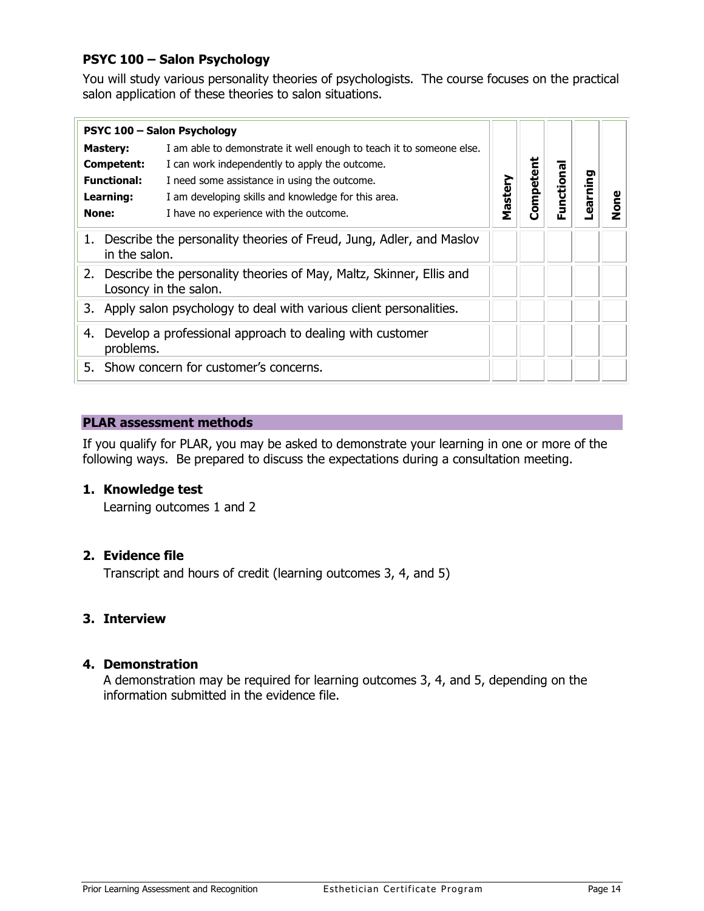## PSYC 100 – Salon Psychology

You will study various personality theories of psychologists. The course focuses on the practical salon application of these theories to salon situations.

| **PSYC 100 – Salon Psychology**<br>**Mastery:** I am able to demonstrate it well enough to teach it to someone else.<br>**Competent:** I can work independently to apply the outcome.<br>**Functional:** I need some assistance in using the outcome.<br>**Learning:** I am developing skills and knowledge for this area.<br>**None:** I have no experience with the outcome. | **Mastery** | **Competent** | **Functional** | **Learning** | **None** |
|---|---|---|---|---|---|
| 1. Describe the personality theories of Freud, Jung, Adler, and Maslov in the salon. | | | | | |
| 2. Describe the personality theories of May, Maltz, Skinner, Ellis and Losony in the salon. | | | | | |
| 3. Apply salon psychology to deal with various client personalities. | | | | | |
| 4. Develop a professional approach to dealing with customer problems. | | | | | |
| 5. Show concern for customer's concerns. | | | | | |

### PLAR assessment methods

If you qualify for PLAR, you may be asked to demonstrate your learning in one or more of the following ways. Be prepared to discuss the expectations during a consultation meeting.

1. **Knowledge test**
   Learning outcomes 1 and 2

2. **Evidence file**
   Transcript and hours of credit (learning outcomes 3, 4, and 5)

3. **Interview**

4. **Demonstration**
   A demonstration may be required for learning outcomes 3, 4, and 5, depending on the information submitted in the evidence file.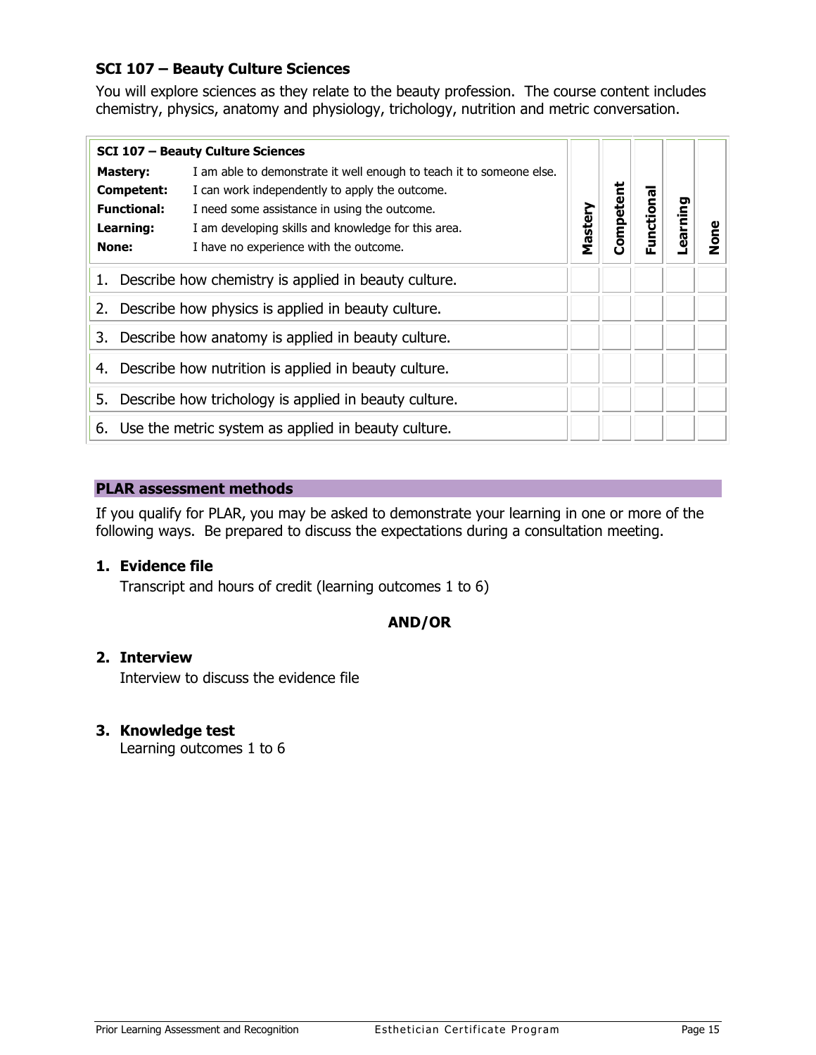## SCI 107 – Beauty Culture Sciences

You will explore sciences as they relate to the beauty profession. The course content includes chemistry, physics, anatomy and physiology, trichology, nutrition and metric conversation.

| **SCI 107 – Beauty Culture Sciences**<br>**Mastery:** I am able to demonstrate it well enough to teach it to someone else.<br>**Competent:** I can work independently to apply the outcome.<br>**Functional:** I need some assistance in using the outcome.<br>**Learning:** I am developing skills and knowledge for this area.<br>**None:** I have no experience with the outcome. | **Mastery** | **Competent** | **Functional** | **Learning** | **None** |
|---|---|---|---|---|---|
| 1. Describe how chemistry is applied in beauty culture. | | | | | |
| 2. Describe how physics is applied in beauty culture. | | | | | |
| 3. Describe how anatomy is applied in beauty culture. | | | | | |
| 4. Describe how nutrition is applied in beauty culture. | | | | | |
| 5. Describe how trichology is applied in beauty culture. | | | | | |
| 6. Use the metric system as applied in beauty culture. | | | | | |

### PLAR assessment methods

If you qualify for PLAR, you may be asked to demonstrate your learning in one or more of the following ways. Be prepared to discuss the expectations during a consultation meeting.

**1. Evidence file**

Transcript and hours of credit (learning outcomes 1 to 6)

**AND/OR**

**2. Interview**

Interview to discuss the evidence file

**3. Knowledge test**

Learning outcomes 1 to 6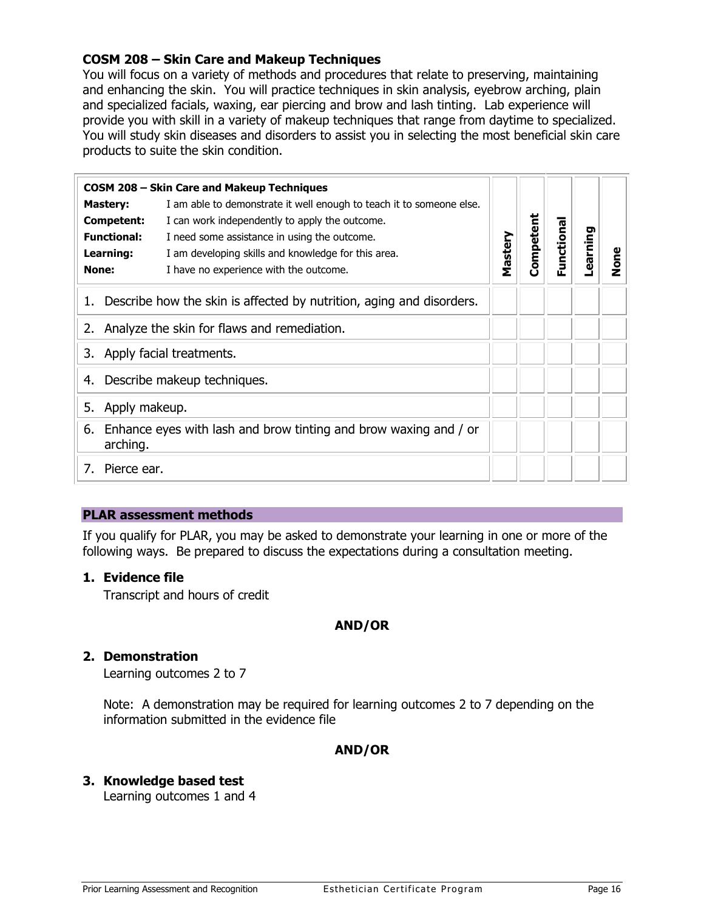### COSM 208 – Skin Care and Makeup Techniques

You will focus on a variety of methods and procedures that relate to preserving, maintaining and enhancing the skin. You will practice techniques in skin analysis, eyebrow arching, plain and specialized facials, waxing, ear piercing and brow and lash tinting. Lab experience will provide you with skill in a variety of makeup techniques that range from daytime to specialized. You will study skin diseases and disorders to assist you in selecting the most beneficial skin care products to suite the skin condition.

| **COSM 208 – Skin Care and Makeup Techniques**<br>**Mastery:** I am able to demonstrate it well enough to teach it to someone else.<br>**Competent:** I can work independently to apply the outcome.<br>**Functional:** I need some assistance in using the outcome.<br>**Learning:** I am developing skills and knowledge for this area.<br>**None:** I have no experience with the outcome. | **Mastery** | **Competent** | **Functional** | **Learning** | **None** |
|---|---|---|---|---|---|
| 1. Describe how the skin is affected by nutrition, aging and disorders. | | | | | |
| 2. Analyze the skin for flaws and remediation. | | | | | |
| 3. Apply facial treatments. | | | | | |
| 4. Describe makeup techniques. | | | | | |
| 5. Apply makeup. | | | | | |
| 6. Enhance eyes with lash and brow tinting and brow waxing and / or arching. | | | | | |
| 7. Pierce ear. | | | | | |

#### PLAR assessment methods

If you qualify for PLAR, you may be asked to demonstrate your learning in one or more of the following ways. Be prepared to discuss the expectations during a consultation meeting.

1. **Evidence file**

   Transcript and hours of credit

**AND/OR**

2. **Demonstration**

   Learning outcomes 2 to 7

   Note: A demonstration may be required for learning outcomes 2 to 7 depending on the information submitted in the evidence file

**AND/OR**

3. **Knowledge based test**

   Learning outcomes 1 and 4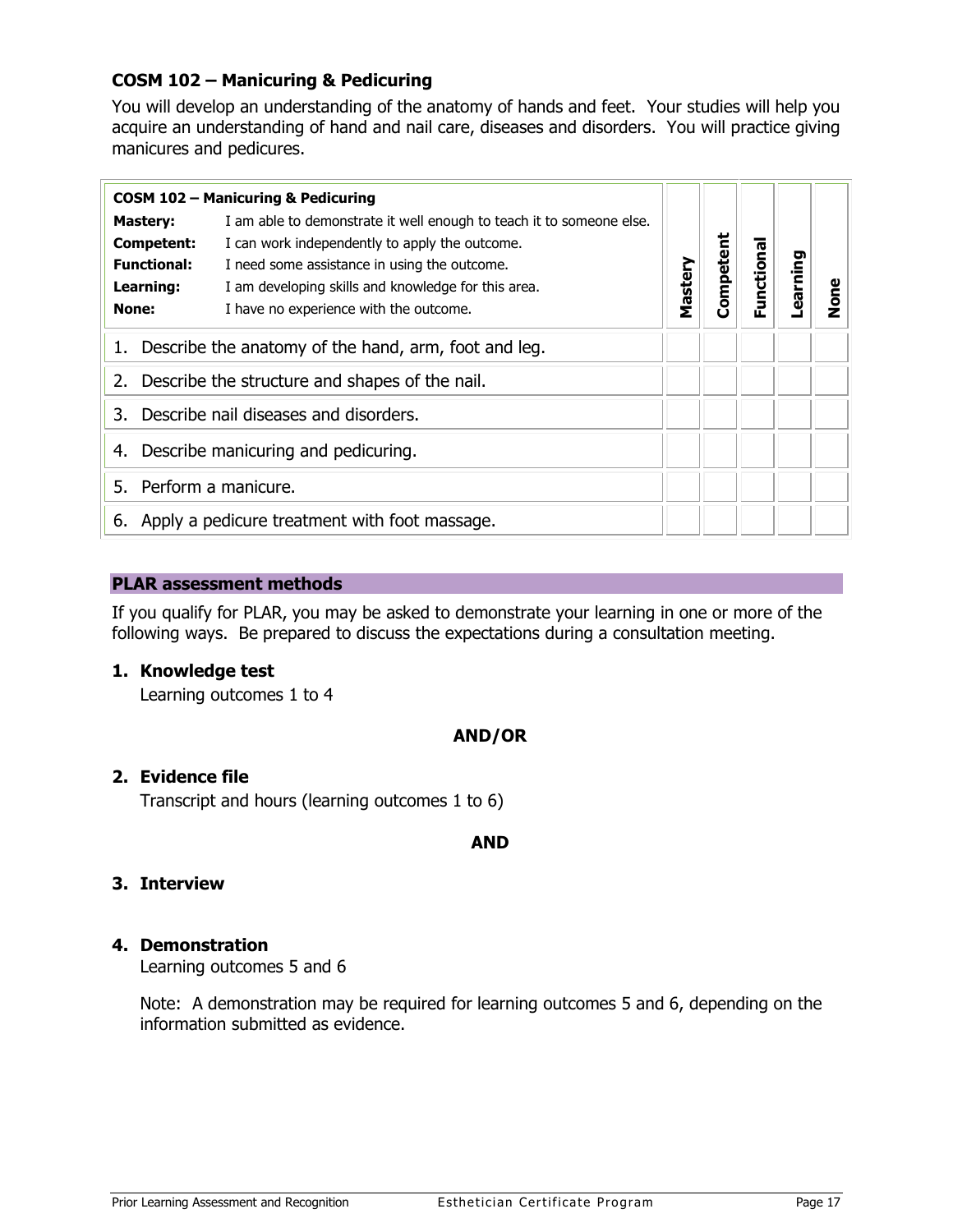### COSM 102 – Manicuring & Pedicuring

You will develop an understanding of the anatomy of hands and feet. Your studies will help you acquire an understanding of hand and nail care, diseases and disorders. You will practice giving manicures and pedicures.

| **COSM 102 – Manicuring & Pedicuring**<br>**Mastery:** I am able to demonstrate it well enough to teach it to someone else.<br>**Competent:** I can work independently to apply the outcome.<br>**Functional:** I need some assistance in using the outcome.<br>**Learning:** I am developing skills and knowledge for this area.<br>**None:** I have no experience with the outcome. | Mastery | Competent | Functional | Learning | None |
|---|---|---|---|---|---|
| 1. Describe the anatomy of the hand, arm, foot and leg. | | | | | |
| 2. Describe the structure and shapes of the nail. | | | | | |
| 3. Describe nail diseases and disorders. | | | | | |
| 4. Describe manicuring and pedicuring. | | | | | |
| 5. Perform a manicure. | | | | | |
| 6. Apply a pedicure treatment with foot massage. | | | | | |

#### PLAR assessment methods

If you qualify for PLAR, you may be asked to demonstrate your learning in one or more of the following ways. Be prepared to discuss the expectations during a consultation meeting.

1. **Knowledge test**
   Learning outcomes 1 to 4

**AND/OR**

2. **Evidence file**
   Transcript and hours (learning outcomes 1 to 6)

**AND**

3. **Interview**

4. **Demonstration**
   Learning outcomes 5 and 6

   Note: A demonstration may be required for learning outcomes 5 and 6, depending on the information submitted as evidence.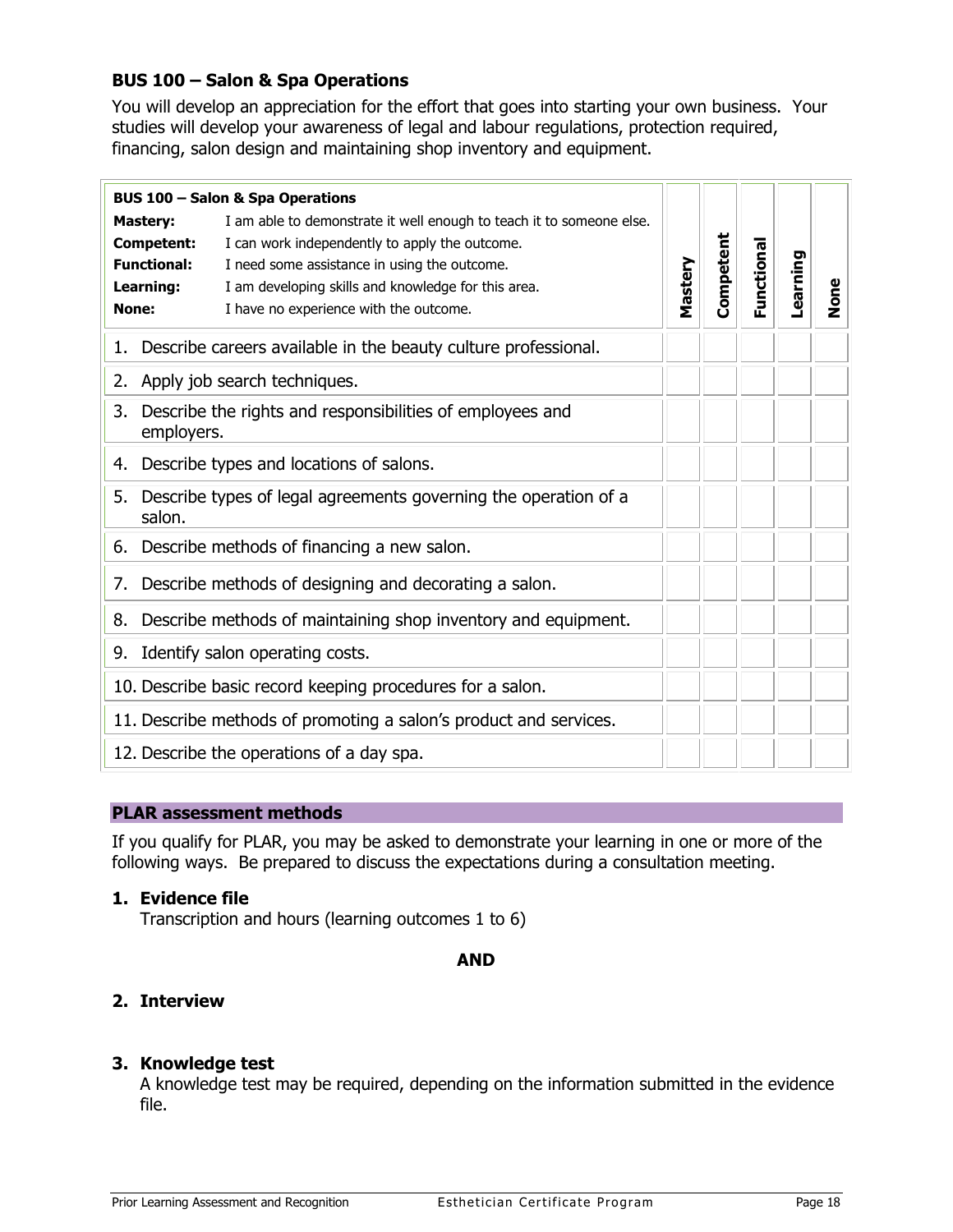### BUS 100 – Salon & Spa Operations

You will develop an appreciation for the effort that goes into starting your own business. Your studies will develop your awareness of legal and labour regulations, protection required, financing, salon design and maintaining shop inventory and equipment.

| **BUS 100 – Salon & Spa Operations**<br>**Mastery:** I am able to demonstrate it well enough to teach it to someone else.<br>**Competent:** I can work independently to apply the outcome.<br>**Functional:** I need some assistance in using the outcome.<br>**Learning:** I am developing skills and knowledge for this area.<br>**None:** I have no experience with the outcome. | Mastery | Competent | Functional | Learning | None |
|---|---|---|---|---|---|
| 1. Describe careers available in the beauty culture professional. | | | | | |
| 2. Apply job search techniques. | | | | | |
| 3. Describe the rights and responsibilities of employees and employers. | | | | | |
| 4. Describe types and locations of salons. | | | | | |
| 5. Describe types of legal agreements governing the operation of a salon. | | | | | |
| 6. Describe methods of financing a new salon. | | | | | |
| 7. Describe methods of designing and decorating a salon. | | | | | |
| 8. Describe methods of maintaining shop inventory and equipment. | | | | | |
| 9. Identify salon operating costs. | | | | | |
| 10. Describe basic record keeping procedures for a salon. | | | | | |
| 11. Describe methods of promoting a salon's product and services. | | | | | |
| 12. Describe the operations of a day spa. | | | | | |

#### PLAR assessment methods

If you qualify for PLAR, you may be asked to demonstrate your learning in one or more of the following ways. Be prepared to discuss the expectations during a consultation meeting.

1. **Evidence file**
   Transcription and hours (learning outcomes 1 to 6)

**AND**

2. **Interview**

3. **Knowledge test**
   A knowledge test may be required, depending on the information submitted in the evidence file.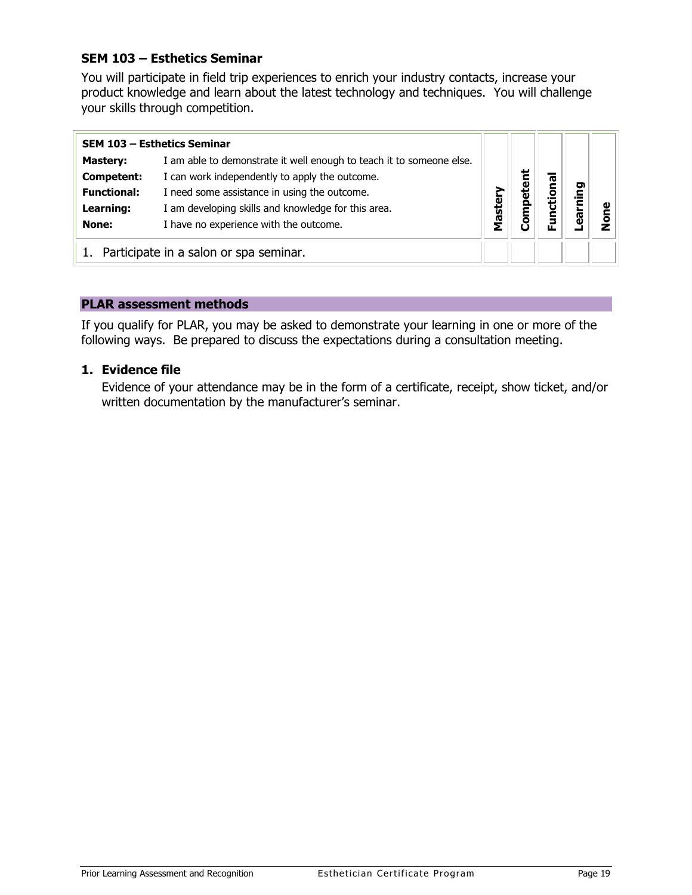## SEM 103 – Esthetics Seminar

You will participate in field trip experiences to enrich your industry contacts, increase your product knowledge and learn about the latest technology and techniques. You will challenge your skills through competition.

| **SEM 103 – Esthetics Seminar**<br>**Mastery:** I am able to demonstrate it well enough to teach it to someone else.<br>**Competent:** I can work independently to apply the outcome.<br>**Functional:** I need some assistance in using the outcome.<br>**Learning:** I am developing skills and knowledge for this area.<br>**None:** I have no experience with the outcome. | **Mastery** | **Competent** | **Functional** | **Learning** | **None** |
|---|---|---|---|---|---|
| 1. Participate in a salon or spa seminar. | | | | | |

### PLAR assessment methods

If you qualify for PLAR, you may be asked to demonstrate your learning in one or more of the following ways. Be prepared to discuss the expectations during a consultation meeting.

1. **Evidence file**
   Evidence of your attendance may be in the form of a certificate, receipt, show ticket, and/or written documentation by the manufacturer's seminar.